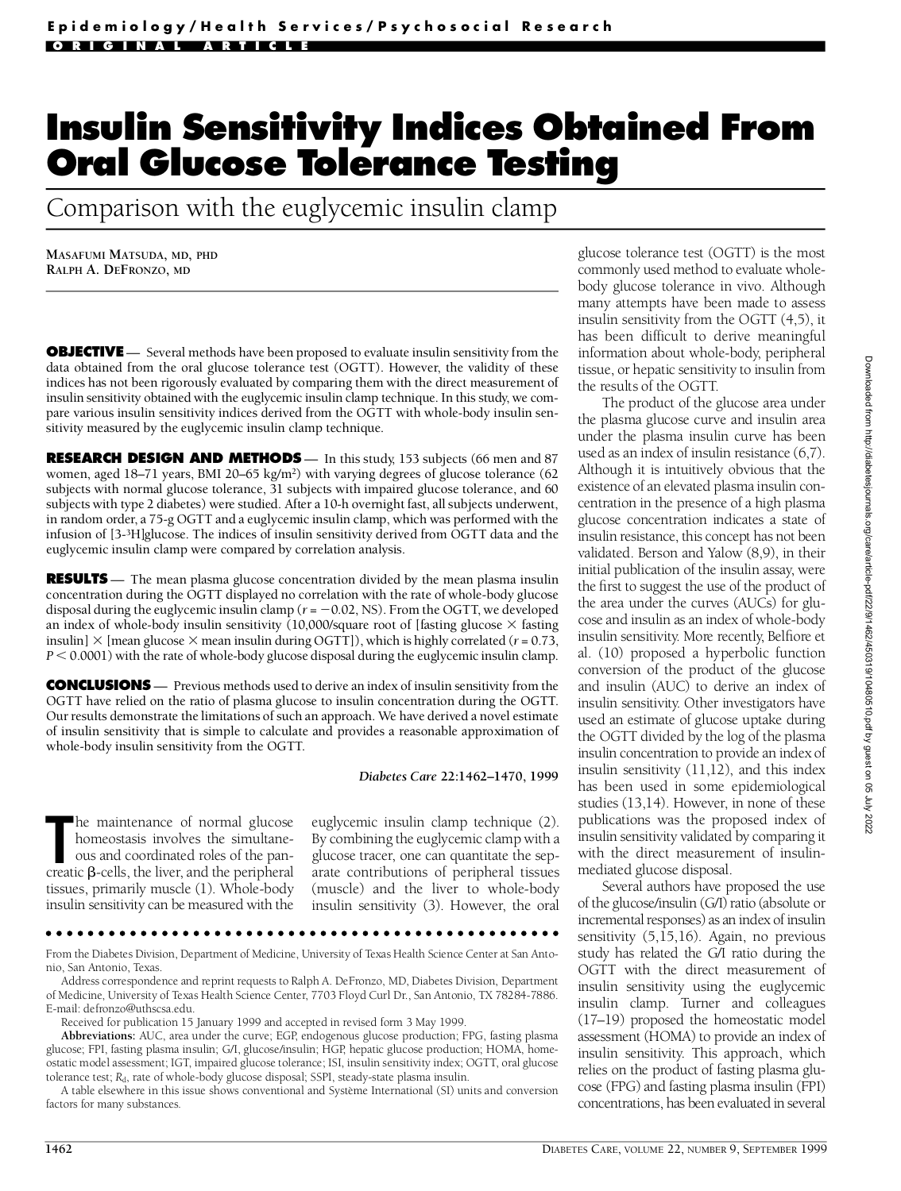Epidemiology/Health Services/Psychosocial Research

ORIGINAL ARTICLE

# Insulin Sensitivity Indices Obtained From Oral Glucose Tolerance Testing

## Comparison with the euglycemic insulin clamp

MASAFUMI MATSUDA, MD, PHD
RALPH A. DEFRONZO, MD

**OBJECTIVE** — Several methods have been proposed to evaluate insulin sensitivity from the data obtained from the oral glucose tolerance test (OGTT). However, the validity of these indices has not been rigorously evaluated by comparing them with the direct measurement of insulin sensitivity obtained with the euglycemic insulin clamp technique. In this study, we compare various insulin sensitivity indices derived from the OGTT with whole-body insulin sensitivity measured by the euglycemic insulin clamp technique.

**RESEARCH DESIGN AND METHODS** — In this study, 153 subjects (66 men and 87 women, aged 18–71 years, BMI 20–65 kg/m$^2$) with varying degrees of glucose tolerance (62 subjects with normal glucose tolerance, 31 subjects with impaired glucose tolerance, and 60 subjects with type 2 diabetes) were studied. After a 10-h overnight fast, all subjects underwent, in random order, a 75-g OGTT and a euglycemic insulin clamp, which was performed with the infusion of [3-$^3$H]glucose. The indices of insulin sensitivity derived from OGTT data and the euglycemic insulin clamp were compared by correlation analysis.

**RESULTS** — The mean plasma glucose concentration divided by the mean plasma insulin concentration during the OGTT displayed no correlation with the rate of whole-body glucose disposal during the euglycemic insulin clamp ($r = -0.02$, NS). From the OGTT, we developed an index of whole-body insulin sensitivity (10,000/square root of [fasting glucose × fasting insulin] × [mean glucose × mean insulin during OGTT]), which is highly correlated ($r = 0.73$, $P < 0.0001$) with the rate of whole-body glucose disposal during the euglycemic insulin clamp.

**CONCLUSIONS** — Previous methods used to derive an index of insulin sensitivity from the OGTT have relied on the ratio of plasma glucose to insulin concentration during the OGTT. Our results demonstrate the limitations of such an approach. We have derived a novel estimate of insulin sensitivity that is simple to calculate and provides a reasonable approximation of whole-body insulin sensitivity from the OGTT.

*Diabetes Care* 22:1462–1470, 1999

The maintenance of normal glucose homeostasis involves the simultaneous and coordinated roles of the pancreatic β-cells, the liver, and the peripheral tissues, primarily muscle (1). Whole-body insulin sensitivity can be measured with the euglycemic insulin clamp technique (2). By combining the euglycemic clamp with a glucose tracer, one can quantitate the separate contributions of peripheral tissues (muscle) and the liver to whole-body insulin sensitivity (3). However, the oral glucose tolerance test (OGTT) is the most commonly used method to evaluate whole-body glucose tolerance in vivo. Although many attempts have been made to assess insulin sensitivity from the OGTT (4,5), it has been difficult to derive meaningful information about whole-body, peripheral tissue, or hepatic sensitivity to insulin from the results of the OGTT.

The product of the glucose area under the plasma glucose curve and insulin area under the plasma insulin curve has been used as an index of insulin resistance (6,7). Although it is intuitively obvious that the existence of an elevated plasma insulin concentration in the presence of a high plasma glucose concentration indicates a state of insulin resistance, this concept has not been validated. Berson and Yalow (8,9), in their initial publication of the insulin assay, were the first to suggest the use of the product of the area under the curves (AUCs) for glucose and insulin as an index of whole-body insulin sensitivity. More recently, Belfiore et al. (10) proposed a hyperbolic function conversion of the product of the glucose and insulin (AUC) to derive an index of insulin sensitivity. Other investigators have used an estimate of glucose uptake during the OGTT divided by the log of the plasma insulin concentration to provide an index of insulin sensitivity (11,12), and this index has been used in some epidemiological studies (13,14). However, in none of these publications was the proposed index of insulin sensitivity validated by comparing it with the direct measurement of insulin-mediated glucose disposal.

Several authors have proposed the use of the glucose/insulin (G/I) ratio (absolute or incremental responses) as an index of insulin sensitivity (5,15,16). Again, no previous study has related the G/I ratio during the OGTT with the direct measurement of insulin sensitivity using the euglycemic insulin clamp. Turner and colleagues (17–19) proposed the homeostatic model assessment (HOMA) to provide an index of insulin sensitivity. This approach, which relies on the product of fasting plasma glucose (FPG) and fasting plasma insulin (FPI) concentrations, has been evaluated in several

---

From the Diabetes Division, Department of Medicine, University of Texas Health Science Center at San Antonio, San Antonio, Texas.

Address correspondence and reprint requests to Ralph A. DeFronzo, MD, Diabetes Division, Department of Medicine, University of Texas Health Science Center, 7703 Floyd Curl Dr., San Antonio, TX 78284-7886. E-mail: defronzo@uthscsa.edu.

Received for publication 15 January 1999 and accepted in revised form 3 May 1999.

**Abbreviations:** AUC, area under the curve; EGP, endogenous glucose production; FPG, fasting plasma glucose; FPI, fasting plasma insulin; G/I, glucose/insulin; HGP, hepatic glucose production; HOMA, homeostatic model assessment; IGT, impaired glucose tolerance; ISI, insulin sensitivity index; OGTT, oral glucose tolerance test; $R_d$, rate of whole-body glucose disposal; SSPI, steady-state plasma insulin.

A table elsewhere in this issue shows conventional and Système International (SI) units and conversion factors for many substances.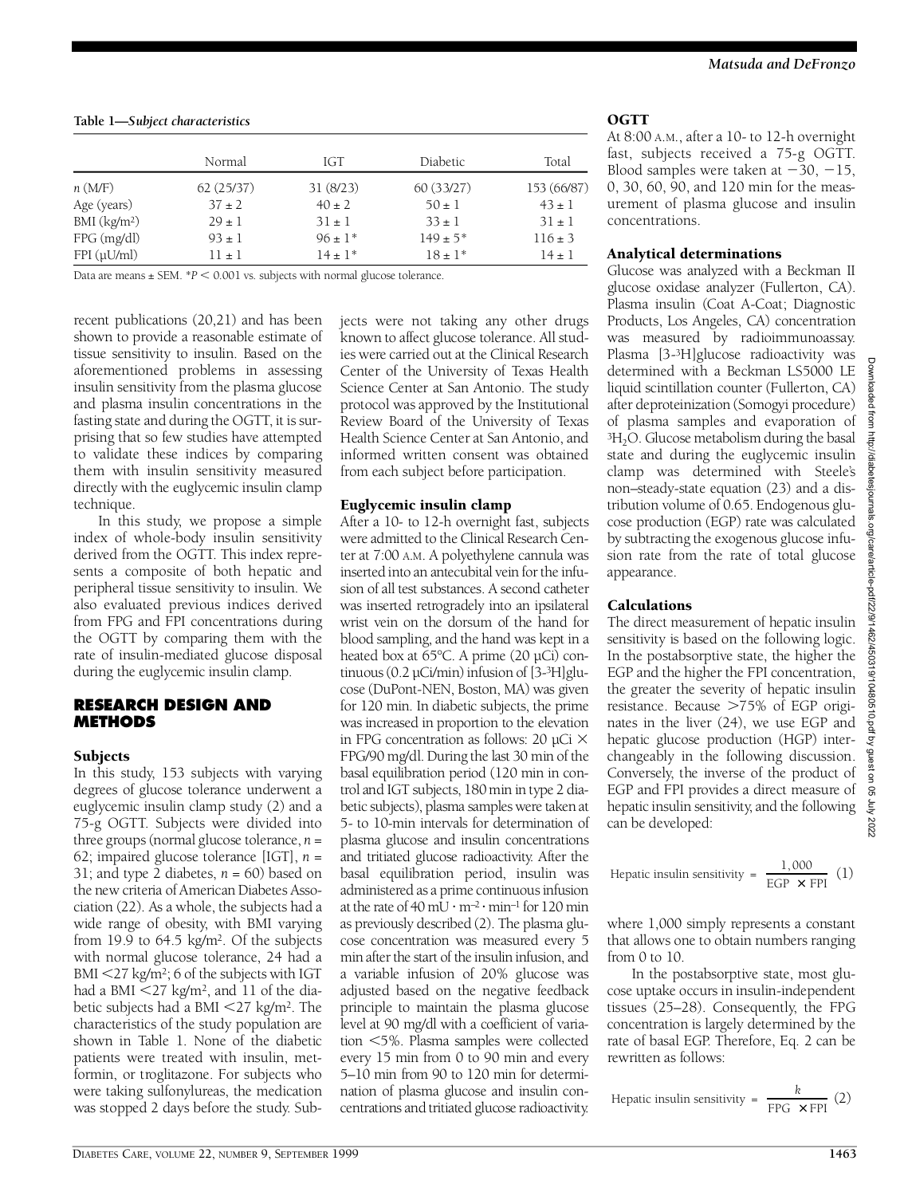**Table 1—*Subject characteristics***

| | Normal | IGT | Diabetic | Total |
|---|---|---|---|---|
| *n* (M/F) | 62 (25/37) | 31 (8/23) | 60 (33/27) | 153 (66/87) |
| Age (years) | 37 ± 2 | 40 ± 2 | 50 ± 1 | 43 ± 1 |
| BMI (kg/m²) | 29 ± 1 | 31 ± 1 | 33 ± 1 | 31 ± 1 |
| FPG (mg/dl) | 93 ± 1 | 96 ± 1* | 149 ± 5* | 116 ± 3 |
| FPI (μU/ml) | 11 ± 1 | 14 ± 1* | 18 ± 1* | 14 ± 1 |

Data are means ± SEM. *$P < 0.001$ vs. subjects with normal glucose tolerance.

recent publications (20,21) and has been shown to provide a reasonable estimate of tissue sensitivity to insulin. Based on the aforementioned problems in assessing insulin sensitivity from the plasma glucose and plasma insulin concentrations in the fasting state and during the OGTT, it is surprising that so few studies have attempted to validate these indices by comparing them with insulin sensitivity measured directly with the euglycemic insulin clamp technique.

In this study, we propose a simple index of whole-body insulin sensitivity derived from the OGTT. This index represents a composite of both hepatic and peripheral tissue sensitivity to insulin. We also evaluated previous indices derived from FPG and FPI concentrations during the OGTT by comparing them with the rate of insulin-mediated glucose disposal during the euglycemic insulin clamp.

## RESEARCH DESIGN AND METHODS

### Subjects

In this study, 153 subjects with varying degrees of glucose tolerance underwent a euglycemic insulin clamp study (2) and a 75-g OGTT. Subjects were divided into three groups (normal glucose tolerance, $n$ = 62; impaired glucose tolerance [IGT], $n$ = 31; and type 2 diabetes, $n$ = 60) based on the new criteria of American Diabetes Association (22). As a whole, the subjects had a wide range of obesity, with BMI varying from 19.9 to 64.5 kg/m². Of the subjects with normal glucose tolerance, 24 had a BMI <27 kg/m²; 6 of the subjects with IGT had a BMI <27 kg/m², and 11 of the diabetic subjects had a BMI <27 kg/m². The characteristics of the study population are shown in Table 1. None of the diabetic patients were treated with insulin, metformin, or troglitazone. For subjects who were taking sulfonylureas, the medication was stopped 2 days before the study. Subjects were not taking any other drugs known to affect glucose tolerance. All studies were carried out at the Clinical Research Center of the University of Texas Health Science Center at San Antonio. The study protocol was approved by the Institutional Review Board of the University of Texas Health Science Center at San Antonio, and informed written consent was obtained from each subject before participation.

### Euglycemic insulin clamp

After a 10- to 12-h overnight fast, subjects were admitted to the Clinical Research Center at 7:00 A.M. A polyethylene cannula was inserted into an antecubital vein for the infusion of all test substances. A second catheter was inserted retrogradely into an ipsilateral wrist vein on the dorsum of the hand for blood sampling, and the hand was kept in a heated box at 65°C. A prime (20 μCi) continuous (0.2 μCi/min) infusion of [3-³H]glucose (DuPont-NEN, Boston, MA) was given for 120 min. In diabetic subjects, the prime was increased in proportion to the elevation in FPG concentration as follows: 20 μCi × FPG/90 mg/dl. During the last 30 min of the basal equilibration period (120 min in control and IGT subjects, 180 min in type 2 diabetic subjects), plasma samples were taken at 5- to 10-min intervals for determination of plasma glucose and insulin concentrations and tritiated glucose radioactivity. After the basal equilibration period, insulin was administered as a prime continuous infusion at the rate of 40 mU · m⁻² · min⁻¹ for 120 min as previously described (2). The plasma glucose concentration was measured every 5 min after the start of the insulin infusion, and a variable infusion of 20% glucose was adjusted based on the negative feedback principle to maintain the plasma glucose level at 90 mg/dl with a coefficient of variation <5%. Plasma samples were collected every 15 min from 0 to 90 min and every 5–10 min from 90 to 120 min for determination of plasma glucose and insulin concentrations and tritiated glucose radioactivity.

### OGTT

At 8:00 A.M., after a 10- to 12-h overnight fast, subjects received a 75-g OGTT. Blood samples were taken at −30, −15, 0, 30, 60, 90, and 120 min for the measurement of plasma glucose and insulin concentrations.

### Analytical determinations

Glucose was analyzed with a Beckman II glucose oxidase analyzer (Fullerton, CA). Plasma insulin (Coat A-Coat; Diagnostic Products, Los Angeles, CA) concentration was measured by radioimmunoassay. Plasma [3-³H]glucose radioactivity was determined with a Beckman LS5000 LE liquid scintillation counter (Fullerton, CA) after deproteinization (Somogyi procedure) of plasma samples and evaporation of $^3H_2O$. Glucose metabolism during the basal state and during the euglycemic insulin clamp was determined with Steele's non–steady-state equation (23) and a distribution volume of 0.65. Endogenous glucose production (EGP) rate was calculated by subtracting the exogenous glucose infusion rate from the rate of total glucose appearance.

### Calculations

The direct measurement of hepatic insulin sensitivity is based on the following logic. In the postabsorptive state, the higher the EGP and the higher the FPI concentration, the greater the severity of hepatic insulin resistance. Because >75% of EGP originates in the liver (24), we use EGP and hepatic glucose production (HGP) interchangeably in the following discussion. Conversely, the inverse of the product of EGP and FPI provides a direct measure of hepatic insulin sensitivity, and the following can be developed:

$$\text{Hepatic insulin sensitivity} = \frac{1{,}000}{\text{EGP} \times \text{FPI}} \quad (1)$$

where 1,000 simply represents a constant that allows one to obtain numbers ranging from 0 to 10.

In the postabsorptive state, most glucose uptake occurs in insulin-independent tissues (25–28). Consequently, the FPG concentration is largely determined by the rate of basal EGP. Therefore, Eq. 2 can be rewritten as follows:

$$\text{Hepatic insulin sensitivity} = \frac{k}{\text{FPG} \times \text{FPI}} \quad (2)$$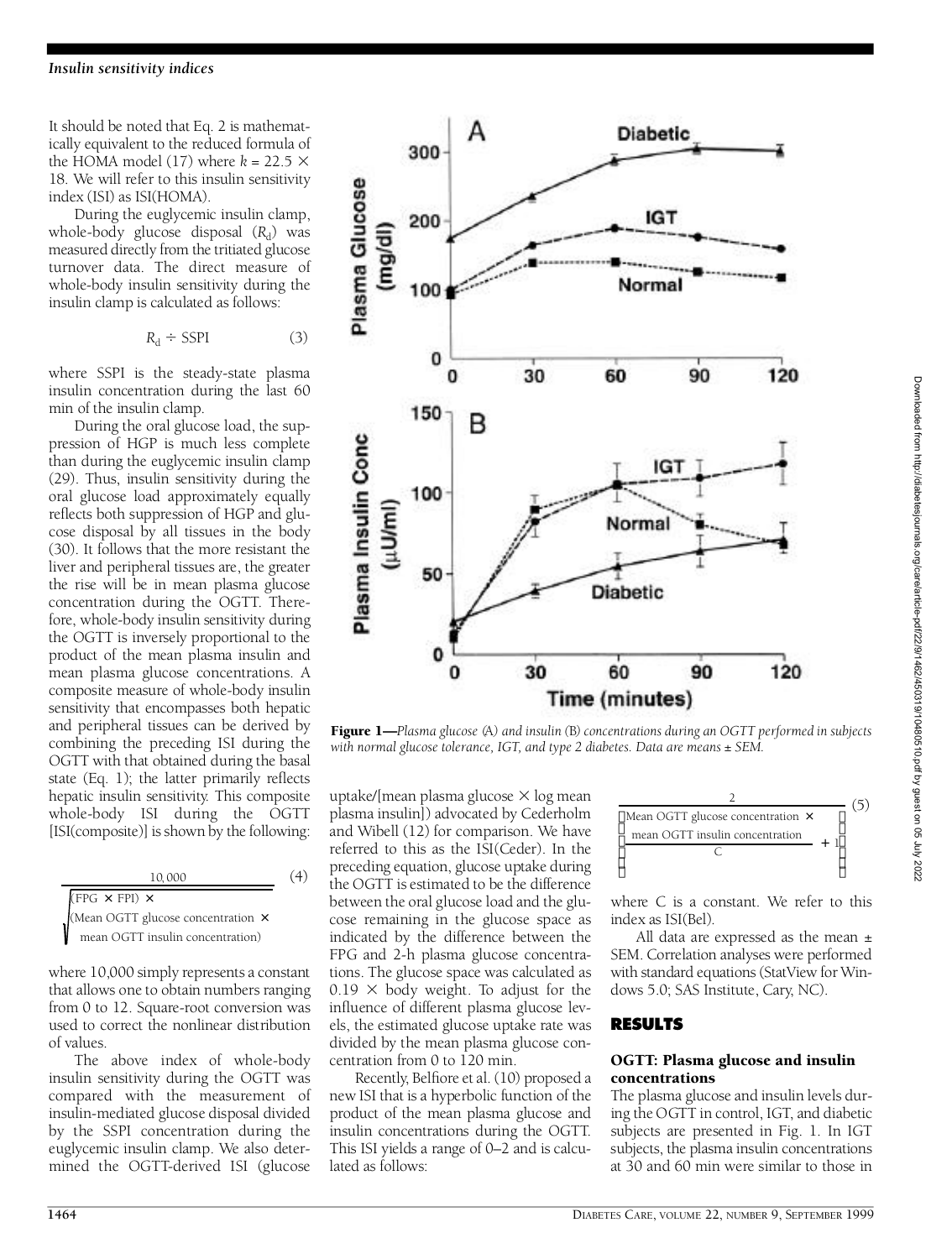It should be noted that Eq. 2 is mathematically equivalent to the reduced formula of the HOMA model (17) where $k = 22.5 \times 18$. We will refer to this insulin sensitivity index (ISI) as ISI(HOMA).

During the euglycemic insulin clamp, whole-body glucose disposal ($R_d$) was measured directly from the tritiated glucose turnover data. The direct measure of whole-body insulin sensitivity during the insulin clamp is calculated as follows:

$$R_d \div \text{SSPI} \qquad (3)$$

where SSPI is the steady-state plasma insulin concentration during the last 60 min of the insulin clamp.

During the oral glucose load, the suppression of HGP is much less complete than during the euglycemic insulin clamp (29). Thus, insulin sensitivity during the oral glucose load approximately equally reflects both suppression of HGP and glucose disposal by all tissues in the body (30). It follows that the more resistant the liver and peripheral tissues are, the greater the rise will be in mean plasma glucose concentration during the OGTT. Therefore, whole-body insulin sensitivity during the OGTT is inversely proportional to the product of the mean plasma insulin and mean plasma glucose concentrations. A composite measure of whole-body insulin sensitivity that encompasses both hepatic and peripheral tissues can be derived by combining the preceding ISI during the OGTT with that obtained during the basal state (Eq. 1); the latter primarily reflects hepatic insulin sensitivity. This composite whole-body ISI during the OGTT [ISI(composite)] is shown by the following:

$$\frac{10{,}000}{\sqrt{(\text{FPG} \times \text{FPI}) \times (\text{Mean OGTT glucose concentration} \times \text{mean OGTT insulin concentration})}} \qquad (4)$$

where 10,000 simply represents a constant that allows one to obtain numbers ranging from 0 to 12. Square-root conversion was used to correct the nonlinear distribution of values.

The above index of whole-body insulin sensitivity during the OGTT was compared with the measurement of insulin-mediated glucose disposal divided by the SSPI concentration during the euglycemic insulin clamp. We also determined the OGTT-derived ISI (glucose uptake/[mean plasma glucose $\times$ log mean plasma insulin]) advocated by Cederholm and Wibell (12) for comparison. We have referred to this as the ISI(Ceder). In the preceding equation, glucose uptake during the OGTT is estimated to be the difference between the oral glucose load and the glucose remaining in the glucose space as indicated by the difference between the FPG and 2-h plasma glucose concentrations. The glucose space was calculated as $0.19 \times$ body weight. To adjust for the influence of different plasma glucose levels, the estimated glucose uptake rate was divided by the mean plasma glucose concentration from 0 to 120 min.

Recently, Belfiore et al. (10) proposed a new ISI that is a hyperbolic function of the product of the mean plasma glucose and insulin concentrations during the OGTT. This ISI yields a range of 0–2 and is calculated as follows:

$$\frac{2}{\left(\dfrac{\text{Mean OGTT glucose concentration} \times \text{mean OGTT insulin concentration}}{C} + 1\right)} \qquad (5)$$

where C is a constant. We refer to this index as ISI(Bel).

All data are expressed as the mean ± SEM. Correlation analyses were performed with standard equations (StatView for Windows 5.0; SAS Institute, Cary, NC).

**Figure 1**—*Plasma glucose* (A) *and insulin* (B) *concentrations during an OGTT performed in subjects with normal glucose tolerance, IGT, and type 2 diabetes. Data are means ± SEM.*

## RESULTS

### OGTT: Plasma glucose and insulin concentrations

The plasma glucose and insulin levels during the OGTT in control, IGT, and diabetic subjects are presented in Fig. 1. In IGT subjects, the plasma insulin concentrations at 30 and 60 min were similar to those in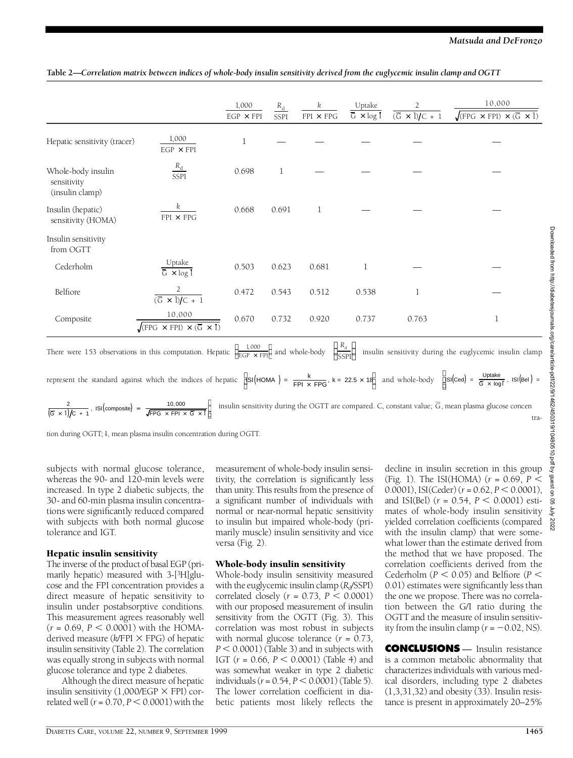**Table 2—*Correlation matrix between indices of whole-body insulin sensitivity derived from the euglycemic insulin clamp and OGTT***

| | | $\frac{1{,}000}{EGP \times FPI}$ | $\frac{R_d}{SSPI}$ | $\frac{k}{FPI \times FPG}$ | $\frac{Uptake}{\bar{G} \times \log \bar{I}}$ | $\frac{2}{(\bar{G} \times \bar{I})/C + 1}$ | $\frac{10{,}000}{\sqrt{(FPG \times FPI) \times (\bar{G} \times \bar{I})}}$ |
|---|---|---|---|---|---|---|---|
| Hepatic sensitivity (tracer) | $\frac{1{,}000}{EGP \times FPI}$ | 1 | — | — | — | — | — |
| Whole-body insulin sensitivity (insulin clamp) | $\frac{R_d}{SSPI}$ | 0.698 | 1 | — | — | — | — |
| Insulin (hepatic) sensitivity (HOMA) | $\frac{k}{FPI \times FPG}$ | 0.668 | 0.691 | 1 | — | — | — |
| Insulin sensitivity from OGTT | | | | | | | |
| Cederholm | $\frac{Uptake}{\bar{G} \times \log \bar{I}}$ | 0.503 | 0.623 | 0.681 | 1 | — | — |
| Belfiore | $\frac{2}{(\bar{G} \times \bar{I})/C + 1}$ | 0.472 | 0.543 | 0.512 | 0.538 | 1 | — |
| Composite | $\frac{10{,}000}{\sqrt{(FPG \times FPI) \times (\bar{G} \times \bar{I})}}$ | 0.670 | 0.732 | 0.920 | 0.737 | 0.763 | 1 |

There were 153 observations in this computation. Hepatic $\left(\frac{1{,}000}{EGP \times FPI}\right)$ and whole-body $\left(\frac{R_d}{SSPI}\right)$ insulin sensitivity during the euglycemic insulin clamp represent the standard against which the indices of hepatic $\left(ISI(HOMA) = \frac{k}{FPI \times FPG}, k = 22.5 \times 18\right)$ and whole-body $\left(ISI(Ced) = \frac{Uptake}{\bar{G} \times \log \bar{I}}, ISI(Bel) = \frac{2}{(\bar{G} \times \bar{I})/C + 1}, ISI(composite) = \frac{10{,}000}{\sqrt{FPG \times FPI \times \bar{G} \times \bar{I}}}\right)$ insulin sensitivity during the OGTT are compared. C, constant value; $\bar{G}$, mean plasma glucose concentration during OGTT; $\bar{I}$, mean plasma insulin concentration during OGTT.

subjects with normal glucose tolerance, whereas the 90- and 120-min levels were increased. In type 2 diabetic subjects, the 30- and 60-min plasma insulin concentrations were significantly reduced compared with subjects with both normal glucose tolerance and IGT.

### Hepatic insulin sensitivity

The inverse of the product of basal EGP (primarily hepatic) measured with 3-[$^3$H]glucose and the FPI concentration provides a direct measure of hepatic sensitivity to insulin under postabsorptive conditions. This measurement agrees reasonably well ($r = 0.69$, $P < 0.0001$) with the HOMA-derived measure ($k$/FPI $\times$ FPG) of hepatic insulin sensitivity (Table 2). The correlation was equally strong in subjects with normal glucose tolerance and type 2 diabetes.

Although the direct measure of hepatic insulin sensitivity (1,000/EGP $\times$ FPI) correlated well ($r = 0.70$, $P < 0.0001$) with the measurement of whole-body insulin sensitivity, the correlation is significantly less than unity. This results from the presence of a significant number of individuals with normal or near-normal hepatic sensitivity to insulin but impaired whole-body (primarily muscle) insulin sensitivity and vice versa (Fig. 2).

### Whole-body insulin sensitivity

Whole-body insulin sensitivity measured with the euglycemic insulin clamp ($R_d$/SSPI) correlated closely ($r = 0.73$, $P < 0.0001$) with our proposed measurement of insulin sensitivity from the OGTT (Fig. 3). This correlation was most robust in subjects with normal glucose tolerance ($r = 0.73$, $P < 0.0001$) (Table 3) and in subjects with IGT ($r = 0.66$, $P < 0.0001$) (Table 4) and was somewhat weaker in type 2 diabetic individuals ($r = 0.54$, $P < 0.0001$) (Table 5). The lower correlation coefficient in diabetic patients most likely reflects the decline in insulin secretion in this group (Fig. 1). The ISI(HOMA) ($r = 0.69$, $P < 0.0001$), ISI(Ceder) ($r = 0.62$, $P < 0.0001$), and ISI(Bel) ($r = 0.54$, $P < 0.0001$) estimates of whole-body insulin sensitivity yielded correlation coefficients (compared with the insulin clamp) that were somewhat lower than the estimate derived from the method that we have proposed. The correlation coefficients derived from the Cederholm ($P < 0.05$) and Belfiore ($P < 0.01$) estimates were significantly less than the one we propose. There was no correlation between the G/I ratio during the OGTT and the measure of insulin sensitivity from the insulin clamp ($r = -0.02$, NS).

**CONCLUSIONS** — Insulin resistance is a common metabolic abnormality that characterizes individuals with various medical disorders, including type 2 diabetes (1,3,31,32) and obesity (33). Insulin resistance is present in approximately 20–25%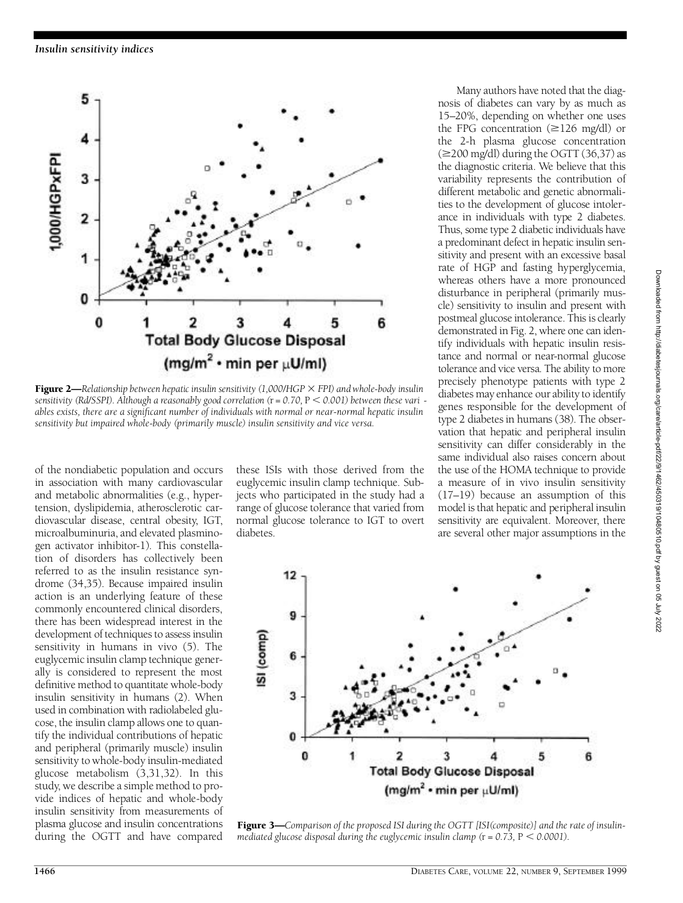**Figure 2**—*Relationship between hepatic insulin sensitivity (1,000/HGP × FPI) and whole-body insulin sensitivity (Rd/SSPI). Although a reasonably good correlation (r = 0.70, P < 0.001) between these variables exists, there are a significant number of individuals with normal or near-normal hepatic insulin sensitivity but impaired whole-body (primarily muscle) insulin sensitivity and vice versa.*

of the nondiabetic population and occurs in association with many cardiovascular and metabolic abnormalities (e.g., hypertension, dyslipidemia, atherosclerotic cardiovascular disease, central obesity, IGT, microalbuminuria, and elevated plasminogen activator inhibitor-1). This constellation of disorders has collectively been referred to as the insulin resistance syndrome (34,35). Because impaired insulin action is an underlying feature of these commonly encountered clinical disorders, there has been widespread interest in the development of techniques to assess insulin sensitivity in humans in vivo (5). The euglycemic insulin clamp technique generally is considered to represent the most definitive method to quantitate whole-body insulin sensitivity in humans (2). When used in combination with radiolabeled glucose, the insulin clamp allows one to quantify the individual contributions of hepatic and peripheral (primarily muscle) insulin sensitivity to whole-body insulin-mediated glucose metabolism (3,31,32). In this study, we describe a simple method to provide indices of hepatic and whole-body insulin sensitivity from measurements of plasma glucose and insulin concentrations during the OGTT and have compared these ISIs with those derived from the euglycemic insulin clamp technique. Subjects who participated in the study had a range of glucose tolerance that varied from normal glucose tolerance to IGT to overt diabetes.

Many authors have noted that the diagnosis of diabetes can vary by as much as 15–20%, depending on whether one uses the FPG concentration (≥126 mg/dl) or the 2-h plasma glucose concentration (≥200 mg/dl) during the OGTT (36,37) as the diagnostic criteria. We believe that this variability represents the contribution of different metabolic and genetic abnormalities to the development of glucose intolerance in individuals with type 2 diabetes. Thus, some type 2 diabetic individuals have a predominant defect in hepatic insulin sensitivity and present with an excessive basal rate of HGP and fasting hyperglycemia, whereas others have a more pronounced disturbance in peripheral (primarily muscle) sensitivity to insulin and present with postmeal glucose intolerance. This is clearly demonstrated in Fig. 2, where one can identify individuals with hepatic insulin resistance and normal or near-normal glucose tolerance and vice versa. The ability to more precisely phenotype patients with type 2 diabetes may enhance our ability to identify genes responsible for the development of type 2 diabetes in humans (38). The observation that hepatic and peripheral insulin sensitivity can differ considerably in the same individual also raises concern about the use of the HOMA technique to provide a measure of in vivo insulin sensitivity (17–19) because an assumption of this model is that hepatic and peripheral insulin sensitivity are equivalent. Moreover, there are several other major assumptions in the

**Figure 3**—*Comparison of the proposed ISI during the OGTT [ISI(composite)] and the rate of insulin-mediated glucose disposal during the euglycemic insulin clamp (r = 0.73, P < 0.0001).*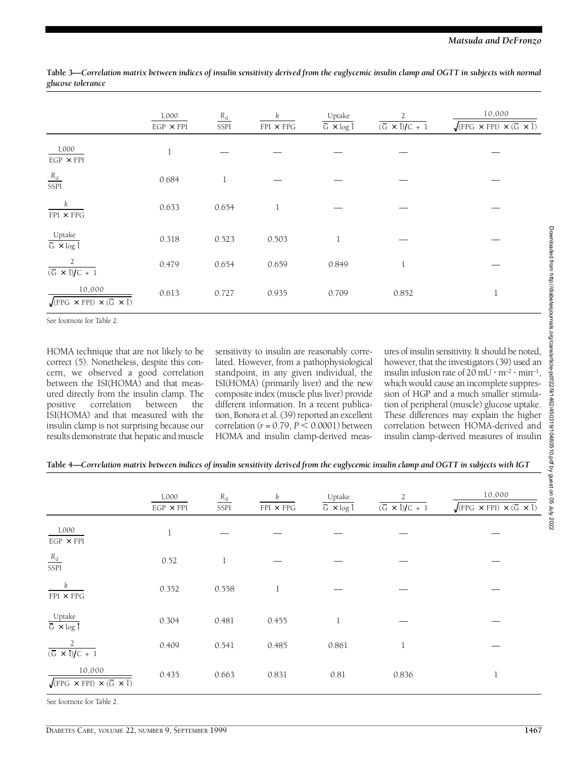**Table 3—*Correlation matrix between indices of insulin sensitivity derived from the euglycemic insulin clamp and OGTT in subjects with normal glucose tolerance***

| | $\frac{1{,}000}{\text{EGP} \times \text{FPI}}$ | $\frac{R_d}{\text{SSPI}}$ | $\frac{k}{\text{FPI} \times \text{FPG}}$ | $\frac{\text{Uptake}}{\bar{G} \times \log \bar{I}}$ | $\frac{2}{(\bar{G} \times \bar{I})/C + 1}$ | $\frac{10{,}000}{\sqrt{(\text{FPG} \times \text{FPI}) \times (\bar{G} \times \bar{I})}}$ |
|---|---|---|---|---|---|---|
| $\frac{1{,}000}{\text{EGP} \times \text{FPI}}$ | 1 | — | — | — | — | — |
| $\frac{R_d}{\text{SSPI}}$ | 0.684 | 1 | — | — | — | — |
| $\frac{k}{\text{FPI} \times \text{FPG}}$ | 0.633 | 0.654 | 1 | — | — | — |
| $\frac{\text{Uptake}}{\bar{G} \times \log \bar{I}}$ | 0.318 | 0.523 | 0.503 | 1 | — | — |
| $\frac{2}{(\bar{G} \times \bar{I})/C + 1}$ | 0.479 | 0.654 | 0.659 | 0.849 | 1 | — |
| $\frac{10{,}000}{\sqrt{(\text{FPG} \times \text{FPI}) \times (\bar{G} \times \bar{I})}}$ | 0.613 | 0.727 | 0.935 | 0.709 | 0.852 | 1 |

See footnote for Table 2.

HOMA technique that are not likely to be correct (5). Nonetheless, despite this concern, we observed a good correlation between the ISI(HOMA) and that measured directly from the insulin clamp. The positive correlation between the ISI(HOMA) and that measured with the insulin clamp is not surprising because our results demonstrate that hepatic and muscle sensitivity to insulin are reasonably correlated. However, from a pathophysiological standpoint, in any given individual, the ISI(HOMA) (primarily liver) and the new composite index (muscle plus liver) provide different information. In a recent publication, Bonora et al. (39) reported an excellent correlation ($r = 0.79$, $P < 0.0001$) between HOMA and insulin clamp-derived measures of insulin sensitivity. It should be noted, however, that the investigators (39) used an insulin infusion rate of 20 mU · m$^{-2}$ · min$^{-1}$, which would cause an incomplete suppression of HGP and a much smaller stimulation of peripheral (muscle) glucose uptake. These differences may explain the higher correlation between HOMA-derived and insulin clamp-derived measures of insulin

**Table 4—*Correlation matrix between indices of insulin sensitivity derived from the euglycemic insulin clamp and OGTT in subjects with IGT***

| | $\frac{1{,}000}{\text{EGP} \times \text{FPI}}$ | $\frac{R_d}{\text{SSPI}}$ | $\frac{k}{\text{FPI} \times \text{FPG}}$ | $\frac{\text{Uptake}}{\bar{G} \times \log \bar{I}}$ | $\frac{2}{(\bar{G} \times \bar{I})/C + 1}$ | $\frac{10{,}000}{\sqrt{(\text{FPG} \times \text{FPI}) \times (\bar{G} \times \bar{I})}}$ |
|---|---|---|---|---|---|---|
| $\frac{1{,}000}{\text{EGP} \times \text{FPI}}$ | 1 | — | — | — | — | — |
| $\frac{R_d}{\text{SSPI}}$ | 0.52 | 1 | — | — | — | — |
| $\frac{k}{\text{FPI} \times \text{FPG}}$ | 0.352 | 0.558 | 1 | — | — | — |
| $\frac{\text{Uptake}}{\bar{G} \times \log \bar{I}}$ | 0.304 | 0.481 | 0.455 | 1 | — | — |
| $\frac{2}{(\bar{G} \times \bar{I})/C + 1}$ | 0.409 | 0.541 | 0.485 | 0.861 | 1 | — |
| $\frac{10{,}000}{\sqrt{(\text{FPG} \times \text{FPI}) \times (\bar{G} \times \bar{I})}}$ | 0.435 | 0.663 | 0.831 | 0.81 | 0.836 | 1 |

See footnote for Table 2.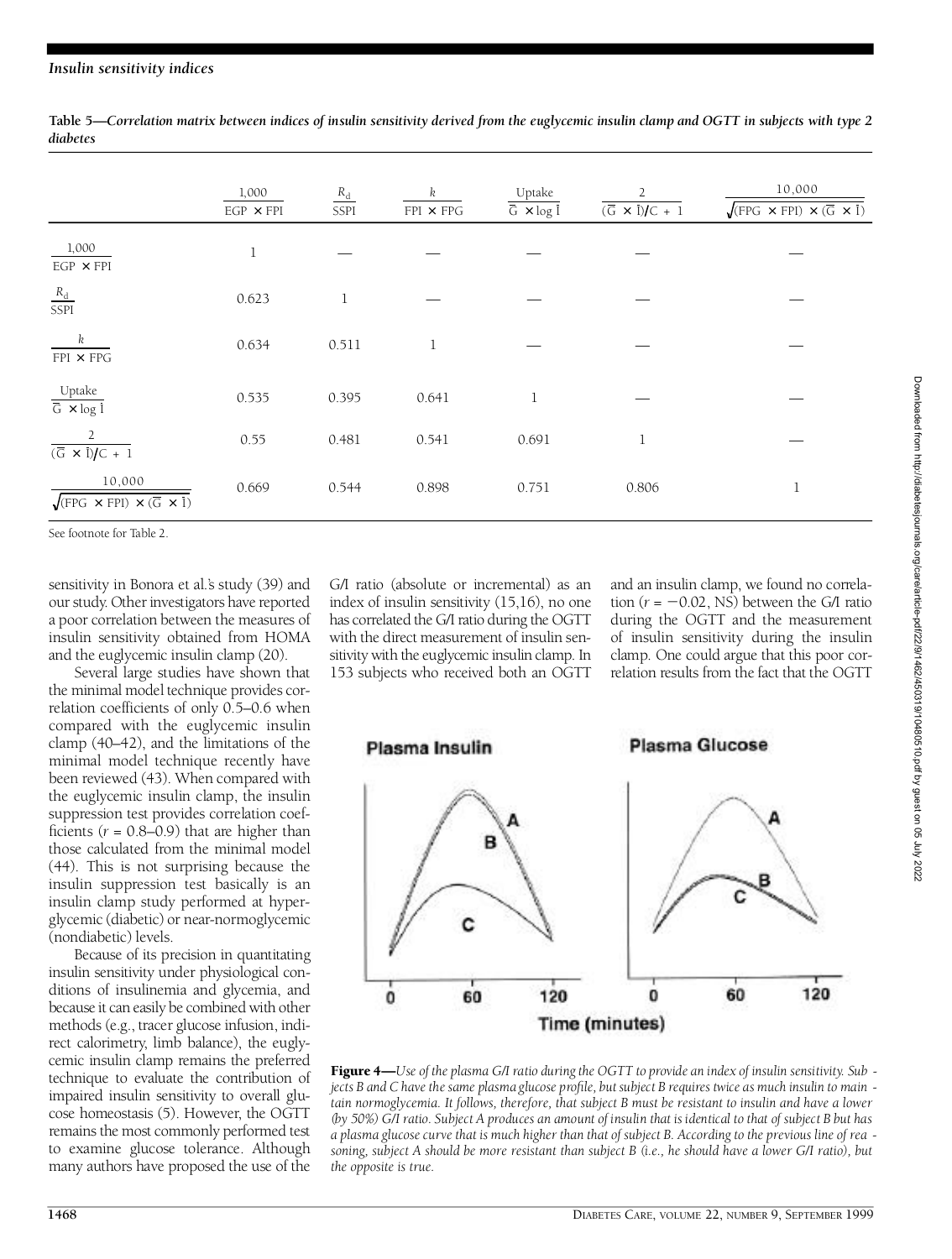**Table 5—Correlation matrix between indices of insulin sensitivity derived from the euglycemic insulin clamp and OGTT in subjects with type 2 diabetes**

| | $\frac{1,000}{EGP \times FPI}$ | $\frac{R_d}{SSPI}$ | $\frac{k}{FPI \times FPG}$ | $\frac{Uptake}{\bar{G} \times \log \bar{I}}$ | $\frac{2}{(\bar{G} \times \bar{I})/C + 1}$ | $\frac{10,000}{\sqrt{(FPG \times FPI) \times (\bar{G} \times \bar{I})}}$ |
|---|---|---|---|---|---|---|
| $\frac{1,000}{EGP \times FPI}$ | 1 | — | — | — | — | — |
| $\frac{R_d}{SSPI}$ | 0.623 | 1 | — | — | — | — |
| $\frac{k}{FPI \times FPG}$ | 0.634 | 0.511 | 1 | — | — | — |
| $\frac{Uptake}{\bar{G} \times \log \bar{I}}$ | 0.535 | 0.395 | 0.641 | 1 | — | — |
| $\frac{2}{(\bar{G} \times \bar{I})/C + 1}$ | 0.55 | 0.481 | 0.541 | 0.691 | 1 | — |
| $\frac{10,000}{\sqrt{(FPG \times FPI) \times (\bar{G} \times \bar{I})}}$ | 0.669 | 0.544 | 0.898 | 0.751 | 0.806 | 1 |

See footnote for Table 2.

sensitivity in Bonora et al.'s study (39) and our study. Other investigators have reported a poor correlation between the measures of insulin sensitivity obtained from HOMA and the euglycemic insulin clamp (20).

Several large studies have shown that the minimal model technique provides correlation coefficients of only 0.5–0.6 when compared with the euglycemic insulin clamp (40–42), and the limitations of the minimal model technique recently have been reviewed (43). When compared with the euglycemic insulin clamp, the insulin suppression test provides correlation coefficients ($r$ = 0.8–0.9) that are higher than those calculated from the minimal model (44). This is not surprising because the insulin suppression test basically is an insulin clamp study performed at hyperglycemic (diabetic) or near-normoglycemic (nondiabetic) levels.

Because of its precision in quantitating insulin sensitivity under physiological conditions of insulinemia and glycemia, and because it can easily be combined with other methods (e.g., tracer glucose infusion, indirect calorimetry, limb balance), the euglycemic insulin clamp remains the preferred technique to evaluate the contribution of impaired insulin sensitivity to overall glucose homeostasis (5). However, the OGTT remains the most commonly performed test to examine glucose tolerance. Although many authors have proposed the use of the G/I ratio (absolute or incremental) as an index of insulin sensitivity (15,16), no one has correlated the G/I ratio during the OGTT with the direct measurement of insulin sensitivity with the euglycemic insulin clamp. In 153 subjects who received both an OGTT and an insulin clamp, we found no correlation ($r = -0.02$, NS) between the G/I ratio during the OGTT and the measurement of insulin sensitivity during the insulin clamp. One could argue that this poor correlation results from the fact that the OGTT

**Figure 4**—*Use of the plasma G/I ratio during the OGTT to provide an index of insulin sensitivity. Subjects B and C have the same plasma glucose profile, but subject B requires twice as much insulin to maintain normoglycemia. It follows, therefore, that subject B must be resistant to insulin and have a lower (by 50%) G/I ratio. Subject A produces an amount of insulin that is identical to that of subject B but has a plasma glucose curve that is much higher than that of subject B. According to the previous line of reasoning, subject A should be more resistant than subject B (i.e., he should have a lower G/I ratio), but the opposite is true.*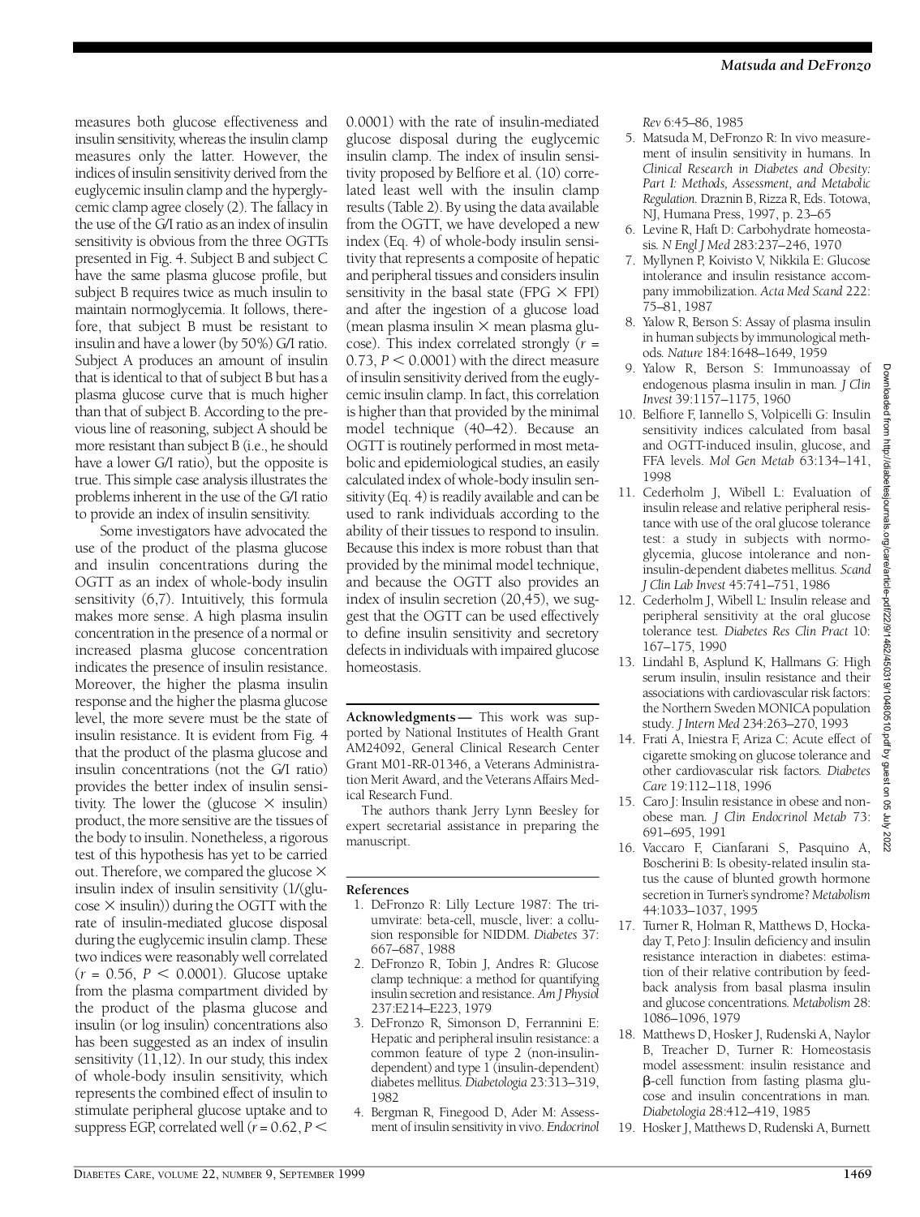measures both glucose effectiveness and insulin sensitivity, whereas the insulin clamp measures only the latter. However, the indices of insulin sensitivity derived from the euglycemic insulin clamp and the hyperglycemic clamp agree closely (2). The fallacy in the use of the G/I ratio as an index of insulin sensitivity is obvious from the three OGTTs presented in Fig. 4. Subject B and subject C have the same plasma glucose profile, but subject B requires twice as much insulin to maintain normoglycemia. It follows, therefore, that subject B must be resistant to insulin and have a lower (by 50%) G/I ratio. Subject A produces an amount of insulin that is identical to that of subject B but has a plasma glucose curve that is much higher than that of subject B. According to the previous line of reasoning, subject A should be more resistant than subject B (i.e., he should have a lower G/I ratio), but the opposite is true. This simple case analysis illustrates the problems inherent in the use of the G/I ratio to provide an index of insulin sensitivity.

Some investigators have advocated the use of the product of the plasma glucose and insulin concentrations during the OGTT as an index of whole-body insulin sensitivity (6,7). Intuitively, this formula makes more sense. A high plasma insulin concentration in the presence of a normal or increased plasma glucose concentration indicates the presence of insulin resistance. Moreover, the higher the plasma insulin response and the higher the plasma glucose level, the more severe must be the state of insulin resistance. It is evident from Fig. 4 that the product of the plasma glucose and insulin concentrations (not the G/I ratio) provides the better index of insulin sensitivity. The lower the (glucose × insulin) product, the more sensitive are the tissues of the body to insulin. Nonetheless, a rigorous test of this hypothesis has yet to be carried out. Therefore, we compared the glucose × insulin index of insulin sensitivity (1/(glucose × insulin)) during the OGTT with the rate of insulin-mediated glucose disposal during the euglycemic insulin clamp. These two indices were reasonably well correlated ($r = 0.56$, $P < 0.0001$). Glucose uptake from the plasma compartment divided by the product of the plasma glucose and insulin (or log insulin) concentrations also has been suggested as an index of insulin sensitivity (11,12). In our study, this index of whole-body insulin sensitivity, which represents the combined effect of insulin to stimulate peripheral glucose uptake and to suppress EGP, correlated well ($r = 0.62$, $P < 0.0001$) with the rate of insulin-mediated glucose disposal during the euglycemic insulin clamp. The index of insulin sensitivity proposed by Belfiore et al. (10) correlated least well with the insulin clamp results (Table 2). By using the data available from the OGTT, we have developed a new index (Eq. 4) of whole-body insulin sensitivity that represents a composite of hepatic and peripheral tissues and considers insulin sensitivity in the basal state (FPG × FPI) and after the ingestion of a glucose load (mean plasma insulin × mean plasma glucose). This index correlated strongly ($r = 0.73$, $P < 0.0001$) with the direct measure of insulin sensitivity derived from the euglycemic insulin clamp. In fact, this correlation is higher than that provided by the minimal model technique (40–42). Because an OGTT is routinely performed in most metabolic and epidemiological studies, an easily calculated index of whole-body insulin sensitivity (Eq. 4) is readily available and can be used to rank individuals according to the ability of their tissues to respond to insulin. Because this index is more robust than that provided by the minimal model technique, and because the OGTT also provides an index of insulin secretion (20,45), we suggest that the OGTT can be used effectively to define insulin sensitivity and secretory defects in individuals with impaired glucose homeostasis.

**Acknowledgments** — This work was supported by National Institutes of Health Grant AM24092, General Clinical Research Center Grant M01-RR-01346, a Veterans Administration Merit Award, and the Veterans Affairs Medical Research Fund.

The authors thank Jerry Lynn Beesley for expert secretarial assistance in preparing the manuscript.

## References

1. DeFronzo R: Lilly Lecture 1987: The triumvirate: beta-cell, muscle, liver: a collusion responsible for NIDDM. *Diabetes* 37: 667–687, 1988
2. DeFronzo R, Tobin J, Andres R: Glucose clamp technique: a method for quantifying insulin secretion and resistance. *Am J Physiol* 237:E214–E223, 1979
3. DeFronzo R, Simonson D, Ferrannini E: Hepatic and peripheral insulin resistance: a common feature of type 2 (non-insulin-dependent) and type 1 (insulin-dependent) diabetes mellitus. *Diabetologia* 23:313–319, 1982
4. Bergman R, Finegood D, Ader M: Assessment of insulin sensitivity in vivo. *Endocrinol Rev* 6:45–86, 1985
5. Matsuda M, DeFronzo R: In vivo measurement of insulin sensitivity in humans. In *Clinical Research in Diabetes and Obesity: Part I: Methods, Assessment, and Metabolic Regulation*. Draznin B, Rizza R, Eds. Totowa, NJ, Humana Press, 1997, p. 23–65
6. Levine R, Haft D: Carbohydrate homeostasis. *N Engl J Med* 283:237–246, 1970
7. Myllynen P, Koivisto V, Nikkila E: Glucose intolerance and insulin resistance accompany immobilization. *Acta Med Scand* 222: 75–81, 1987
8. Yalow R, Berson S: Assay of plasma insulin in human subjects by immunological methods. *Nature* 184:1648–1649, 1959
9. Yalow R, Berson S: Immunoassay of endogenous plasma insulin in man. *J Clin Invest* 39:1157–1175, 1960
10. Belfiore F, Iannello S, Volpicelli G: Insulin sensitivity indices calculated from basal and OGTT-induced insulin, glucose, and FFA levels. *Mol Gen Metab* 63:134–141, 1998
11. Cederholm J, Wibell L: Evaluation of insulin release and relative peripheral resistance with use of the oral glucose tolerance test: a study in subjects with normoglycemia, glucose intolerance and non-insulin-dependent diabetes mellitus. *Scand J Clin Lab Invest* 45:741–751, 1986
12. Cederholm J, Wibell L: Insulin release and peripheral sensitivity at the oral glucose tolerance test. *Diabetes Res Clin Pract* 10: 167–175, 1990
13. Lindahl B, Asplund K, Hallmans G: High serum insulin, insulin resistance and their associations with cardiovascular risk factors: the Northern Sweden MONICA population study. *J Intern Med* 234:263–270, 1993
14. Frati A, Iniestra F, Ariza C: Acute effect of cigarette smoking on glucose tolerance and other cardiovascular risk factors. *Diabetes Care* 19:112–118, 1996
15. Caro J: Insulin resistance in obese and nonobese man. *J Clin Endocrinol Metab* 73: 691–695, 1991
16. Vaccaro F, Cianfarani S, Pasquino A, Boscherini B: Is obesity-related insulin status the cause of blunted growth hormone secretion in Turner's syndrome? *Metabolism* 44:1033–1037, 1995
17. Turner R, Holman R, Matthews D, Hockaday T, Peto J: Insulin deficiency and insulin resistance interaction in diabetes: estimation of their relative contribution by feedback analysis from basal plasma insulin and glucose concentrations. *Metabolism* 28: 1086–1096, 1979
18. Matthews D, Hosker J, Rudenski A, Naylor B, Treacher D, Turner R: Homeostasis model assessment: insulin resistance and β-cell function from fasting plasma glucose and insulin concentrations in man. *Diabetologia* 28:412–419, 1985
19. Hosker J, Matthews D, Rudenski A, Burnett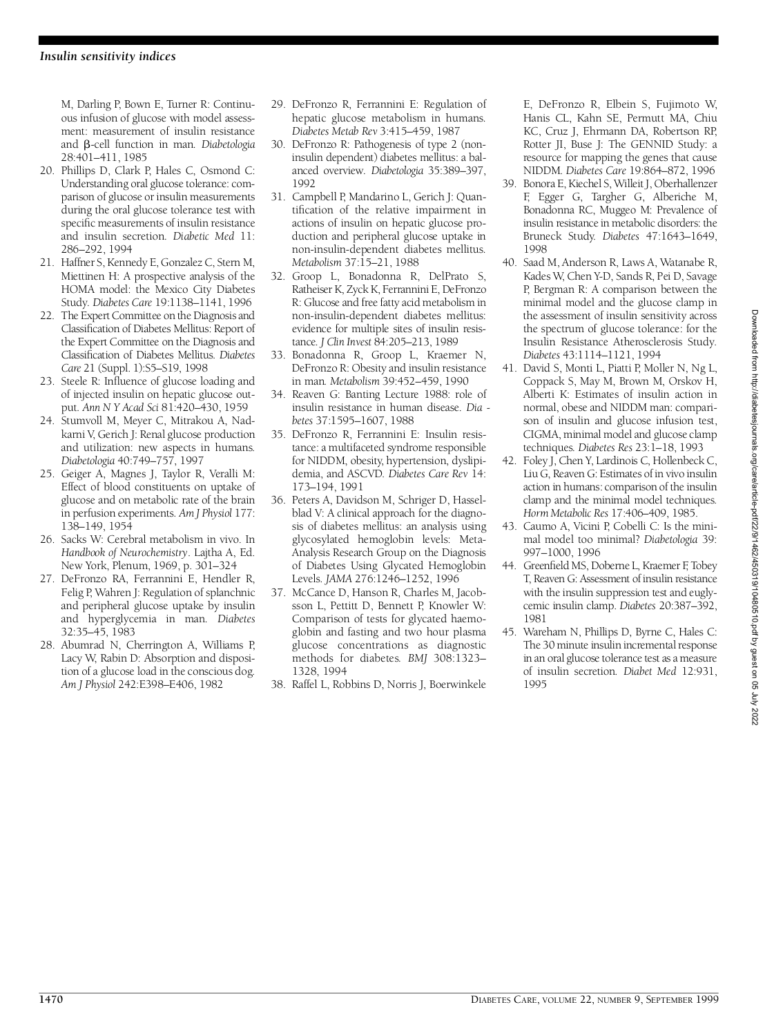M, Darling P, Bown E, Turner R: Continuous infusion of glucose with model assessment: measurement of insulin resistance and β-cell function in man. *Diabetologia* 28:401–411, 1985

20. Phillips D, Clark P, Hales C, Osmond C: Understanding oral glucose tolerance: comparison of glucose or insulin measurements during the oral glucose tolerance test with specific measurements of insulin resistance and insulin secretion. *Diabetic Med* 11: 286–292, 1994
21. Haffner S, Kennedy E, Gonzalez C, Stern M, Miettinen H: A prospective analysis of the HOMA model: the Mexico City Diabetes Study. *Diabetes Care* 19:1138–1141, 1996
22. The Expert Committee on the Diagnosis and Classification of Diabetes Mellitus: Report of the Expert Committee on the Diagnosis and Classification of Diabetes Mellitus. *Diabetes Care* 21 (Suppl. 1):S5–S19, 1998
23. Steele R: Influence of glucose loading and of injected insulin on hepatic glucose output. *Ann N Y Acad Sci* 81:420–430, 1959
24. Stumvoll M, Meyer C, Mitrakou A, Nadkarni V, Gerich J: Renal glucose production and utilization: new aspects in humans. *Diabetologia* 40:749–757, 1997
25. Geiger A, Magnes J, Taylor R, Veralli M: Effect of blood constituents on uptake of glucose and on metabolic rate of the brain in perfusion experiments. *Am J Physiol* 177: 138–149, 1954
26. Sacks W: Cerebral metabolism in vivo. In *Handbook of Neurochemistry*. Lajtha A, Ed. New York, Plenum, 1969, p. 301–324
27. DeFronzo RA, Ferrannini E, Hendler R, Felig P, Wahren J: Regulation of splanchnic and peripheral glucose uptake by insulin and hyperglycemia in man. *Diabetes* 32:35–45, 1983
28. Abumrad N, Cherrington A, Williams P, Lacy W, Rabin D: Absorption and disposition of a glucose load in the conscious dog. *Am J Physiol* 242:E398–E406, 1982
29. DeFronzo R, Ferrannini E: Regulation of hepatic glucose metabolism in humans. *Diabetes Metab Rev* 3:415–459, 1987
30. DeFronzo R: Pathogenesis of type 2 (non-insulin dependent) diabetes mellitus: a balanced overview. *Diabetologia* 35:389–397, 1992
31. Campbell P, Mandarino L, Gerich J: Quantification of the relative impairment in actions of insulin on hepatic glucose production and peripheral glucose uptake in non-insulin-dependent diabetes mellitus. *Metabolism* 37:15–21, 1988
32. Groop L, Bonadonna R, DelPrato S, Ratheiser K, Zyck K, Ferrannini E, DeFronzo R: Glucose and free fatty acid metabolism in non-insulin-dependent diabetes mellitus: evidence for multiple sites of insulin resistance. *J Clin Invest* 84:205–213, 1989
33. Bonadonna R, Groop L, Kraemer N, DeFronzo R: Obesity and insulin resistance in man. *Metabolism* 39:452–459, 1990
34. Reaven G: Banting Lecture 1988: role of insulin resistance in human disease. *Diabetes* 37:1595–1607, 1988
35. DeFronzo R, Ferrannini E: Insulin resistance: a multifaceted syndrome responsible for NIDDM, obesity, hypertension, dyslipidemia, and ASCVD. *Diabetes Care Rev* 14: 173–194, 1991
36. Peters A, Davidson M, Schriger D, Hasselblad V: A clinical approach for the diagnosis of diabetes mellitus: an analysis using glycosylated hemoglobin levels: Meta-Analysis Research Group on the Diagnosis of Diabetes Using Glycated Hemoglobin Levels. *JAMA* 276:1246–1252, 1996
37. McCance D, Hanson R, Charles M, Jacobsson L, Pettitt D, Bennett P, Knowler W: Comparison of tests for glycated haemoglobin and fasting and two hour plasma glucose concentrations as diagnostic methods for diabetes. *BMJ* 308:1323–1328, 1994
38. Raffel L, Robbins D, Norris J, Boerwinkele E, DeFronzo R, Elbein S, Fujimoto W, Hanis CL, Kahn SE, Permutt MA, Chiu KC, Cruz J, Ehrmann DA, Robertson RP, Rotter JI, Buse J: The GENNID Study: a resource for mapping the genes that cause NIDDM. *Diabetes Care* 19:864–872, 1996
39. Bonora E, Kiechel S, Willeit J, Oberhallenzer F, Egger G, Targher G, Alberiche M, Bonadonna RC, Muggeo M: Prevalence of insulin resistance in metabolic disorders: the Bruneck Study. *Diabetes* 47:1643–1649, 1998
40. Saad M, Anderson R, Laws A, Watanabe R, Kades W, Chen Y-D, Sands R, Pei D, Savage P, Bergman R: A comparison between the minimal model and the glucose clamp in the assessment of insulin sensitivity across the spectrum of glucose tolerance: for the Insulin Resistance Atherosclerosis Study. *Diabetes* 43:1114–1121, 1994
41. David S, Monti L, Piatti P, Moller N, Ng L, Coppack S, May M, Brown M, Orskov H, Alberti K: Estimates of insulin action in normal, obese and NIDDM man: comparison of insulin and glucose infusion test, CIGMA, minimal model and glucose clamp techniques. *Diabetes Res* 23:1–18, 1993
42. Foley J, Chen Y, Lardinois C, Hollenbeck C, Liu G, Reaven G: Estimates of in vivo insulin action in humans: comparison of the insulin clamp and the minimal model techniques. *Horm Metabolic Res* 17:406–409, 1985.
43. Caumo A, Vicini P, Cobelli C: Is the minimal model too minimal? *Diabetologia* 39: 997–1000, 1996
44. Greenfield MS, Doberne L, Kraemer F, Tobey T, Reaven G: Assessment of insulin resistance with the insulin suppression test and euglycemic insulin clamp. *Diabetes* 20:387–392, 1981
45. Wareham N, Phillips D, Byrne C, Hales C: The 30 minute insulin incremental response in an oral glucose tolerance test as a measure of insulin secretion. *Diabet Med* 12:931, 1995